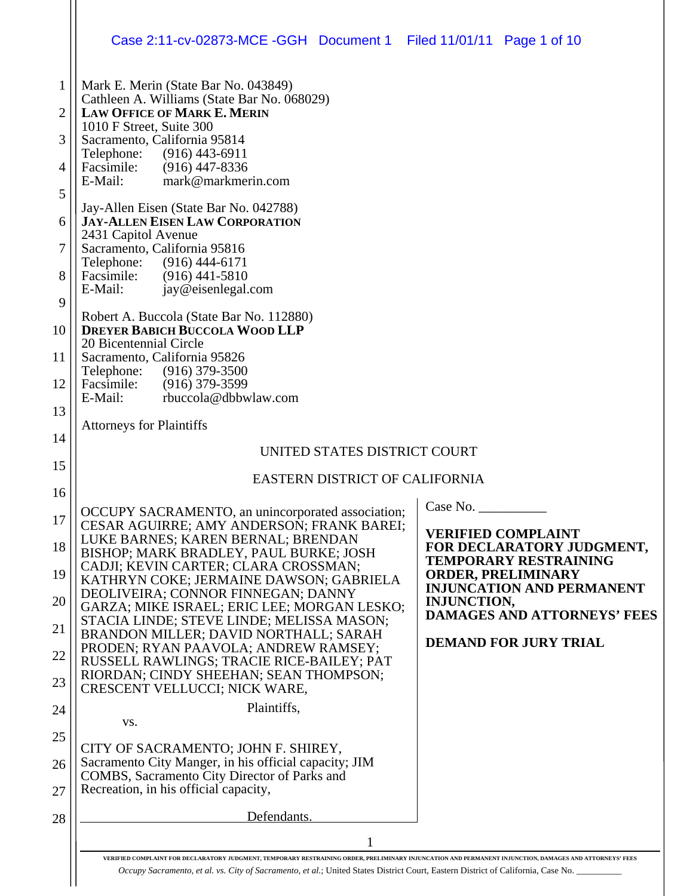Mark E. Merin (State Bar No. 043849)
Cathleen A. Williams (State Bar No. 068029)
**LAW OFFICE OF MARK E. MERIN**
1010 F Street, Suite 300
Sacramento, California 95814
Telephone: (916) 443-6911
Facsimile: (916) 447-8336
E-Mail: mark@markmerin.com

Jay-Allen Eisen (State Bar No. 042788)
**JAY-ALLEN EISEN LAW CORPORATION**
2431 Capitol Avenue
Sacramento, California 95816
Telephone: (916) 444-6171
Facsimile: (916) 441-5810
E-Mail: jay@eisenlegal.com

Robert A. Buccola (State Bar No. 112880)
**DREYER BABICH BUCCOLA WOOD LLP**
20 Bicentennial Circle
Sacramento, California 95826
Telephone: (916) 379-3500
Facsimile: (916) 379-3599
E-Mail: rbuccola@dbbwlaw.com

Attorneys for Plaintiffs

UNITED STATES DISTRICT COURT

EASTERN DISTRICT OF CALIFORNIA

OCCUPY SACRAMENTO, an unincorporated association; CESAR AGUIRRE; AMY ANDERSON; FRANK BAREI; LUKE BARNES; KAREN BERNAL; BRENDAN BISHOP; MARK BRADLEY, PAUL BURKE; JOSH CADJI; KEVIN CARTER; CLARA CROSSMAN; KATHRYN COKE; JERMAINE DAWSON; GABRIELA DEOLIVEIRA; CONNOR FINNEGAN; DANNY GARZA; MIKE ISRAEL; ERIC LEE; MORGAN LESKO; STACIA LINDE; STEVE LINDE; MELISSA MASON; BRANDON MILLER; DAVID NORTHALL; SARAH PRODEN; RYAN PAAVOLA; ANDREW RAMSEY; RUSSELL RAWLINGS; TRACIE RICE-BAILEY; PAT RIORDAN; CINDY SHEEHAN; SEAN THOMPSON; CRESCENT VELLUCCI; NICK WARE,

Plaintiffs,

vs.

CITY OF SACRAMENTO; JOHN F. SHIREY, Sacramento City Manger, in his official capacity; JIM COMBS, Sacramento City Director of Parks and Recreation, in his official capacity,

Defendants.

Case No. __________

**VERIFIED COMPLAINT FOR DECLARATORY JUDGMENT, TEMPORARY RESTRAINING ORDER, PRELIMINARY INJUNCTION AND PERMANENT INJUNCTION, DAMAGES AND ATTORNEYS' FEES**

**DEMAND FOR JURY TRIAL**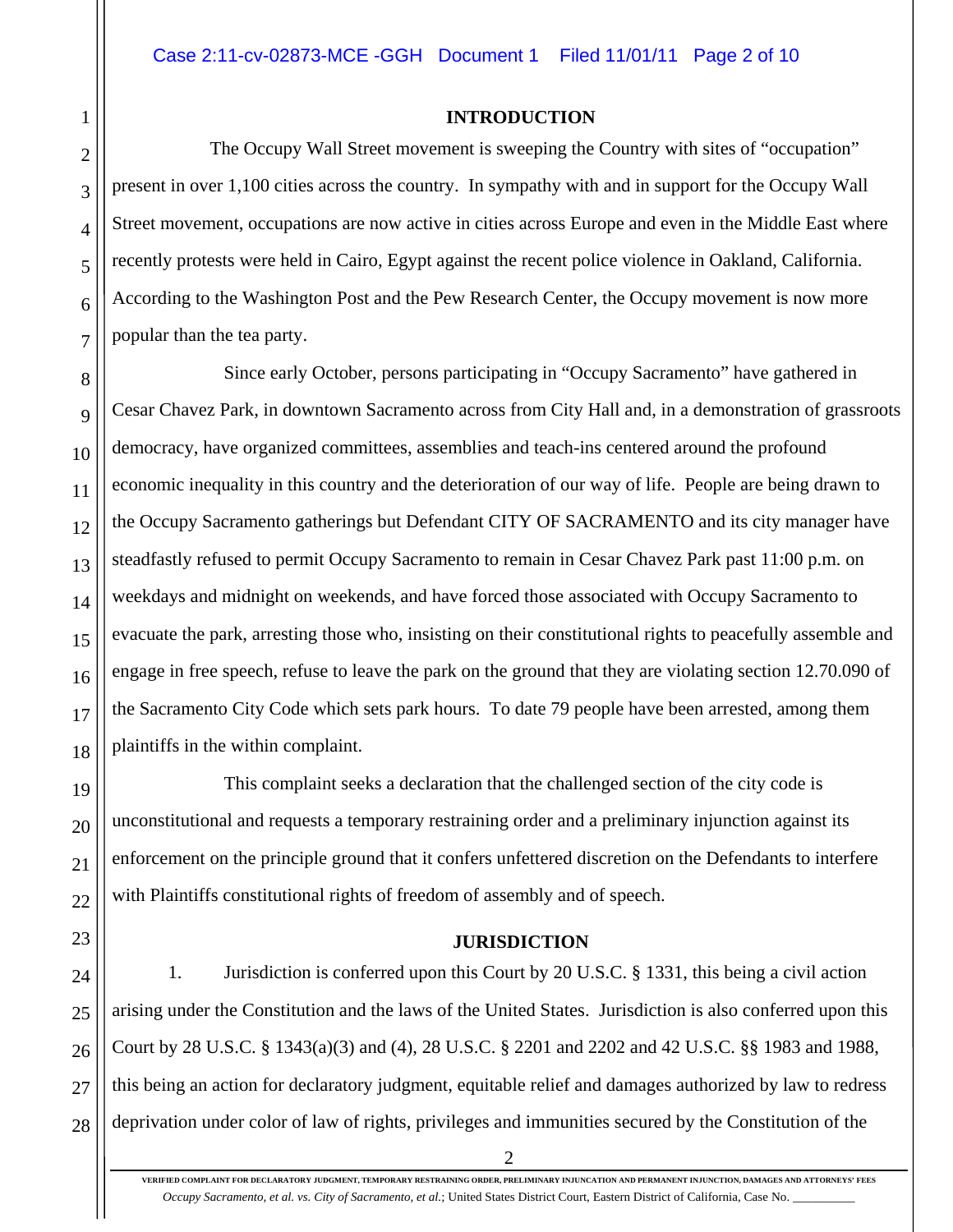## INTRODUCTION

The Occupy Wall Street movement is sweeping the Country with sites of "occupation" present in over 1,100 cities across the country. In sympathy with and in support for the Occupy Wall Street movement, occupations are now active in cities across Europe and even in the Middle East where recently protests were held in Cairo, Egypt against the recent police violence in Oakland, California. According to the Washington Post and the Pew Research Center, the Occupy movement is now more popular than the tea party.

Since early October, persons participating in "Occupy Sacramento" have gathered in Cesar Chavez Park, in downtown Sacramento across from City Hall and, in a demonstration of grassroots democracy, have organized committees, assemblies and teach-ins centered around the profound economic inequality in this country and the deterioration of our way of life. People are being drawn to the Occupy Sacramento gatherings but Defendant CITY OF SACRAMENTO and its city manager have steadfastly refused to permit Occupy Sacramento to remain in Cesar Chavez Park past 11:00 p.m. on weekdays and midnight on weekends, and have forced those associated with Occupy Sacramento to evacuate the park, arresting those who, insisting on their constitutional rights to peacefully assemble and engage in free speech, refuse to leave the park on the ground that they are violating section 12.70.090 of the Sacramento City Code which sets park hours. To date 79 people have been arrested, among them plaintiffs in the within complaint.

This complaint seeks a declaration that the challenged section of the city code is unconstitutional and requests a temporary restraining order and a preliminary injunction against its enforcement on the principle ground that it confers unfettered discretion on the Defendants to interfere with Plaintiffs constitutional rights of freedom of assembly and of speech.

## JURISDICTION

1. Jurisdiction is conferred upon this Court by 20 U.S.C. § 1331, this being a civil action arising under the Constitution and the laws of the United States. Jurisdiction is also conferred upon this Court by 28 U.S.C. § 1343(a)(3) and (4), 28 U.S.C. § 2201 and 2202 and 42 U.S.C. §§ 1983 and 1988, this being an action for declaratory judgment, equitable relief and damages authorized by law to redress deprivation under color of law of rights, privileges and immunities secured by the Constitution of the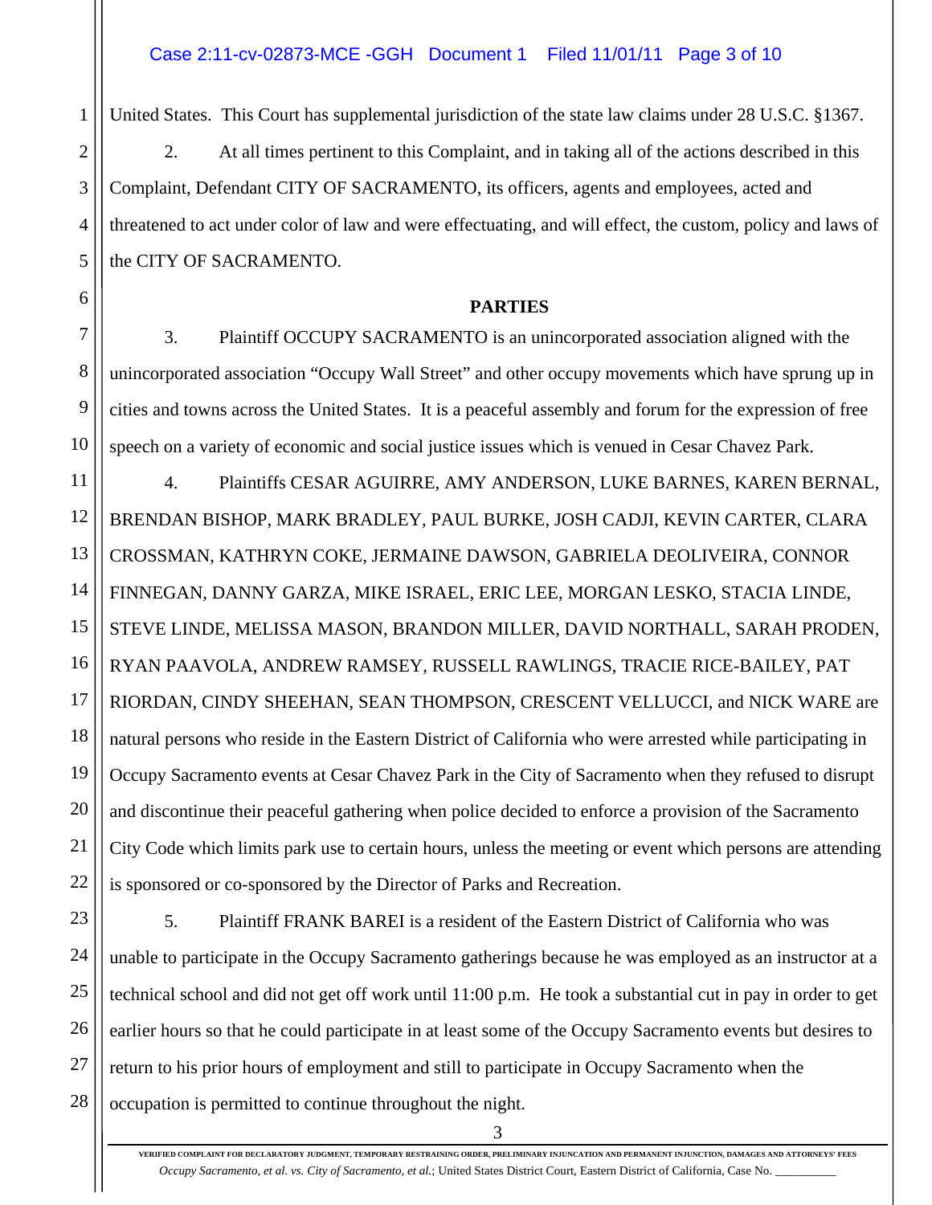United States. This Court has supplemental jurisdiction of the state law claims under 28 U.S.C. §1367.

2. At all times pertinent to this Complaint, and in taking all of the actions described in this Complaint, Defendant CITY OF SACRAMENTO, its officers, agents and employees, acted and threatened to act under color of law and were effectuating, and will effect, the custom, policy and laws of the CITY OF SACRAMENTO.

**PARTIES**

3. Plaintiff OCCUPY SACRAMENTO is an unincorporated association aligned with the unincorporated association "Occupy Wall Street" and other occupy movements which have sprung up in cities and towns across the United States. It is a peaceful assembly and forum for the expression of free speech on a variety of economic and social justice issues which is venued in Cesar Chavez Park.

4. Plaintiffs CESAR AGUIRRE, AMY ANDERSON, LUKE BARNES, KAREN BERNAL, BRENDAN BISHOP, MARK BRADLEY, PAUL BURKE, JOSH CADJI, KEVIN CARTER, CLARA CROSSMAN, KATHRYN COKE, JERMAINE DAWSON, GABRIELA DEOLIVEIRA, CONNOR FINNEGAN, DANNY GARZA, MIKE ISRAEL, ERIC LEE, MORGAN LESKO, STACIA LINDE, STEVE LINDE, MELISSA MASON, BRANDON MILLER, DAVID NORTHALL, SARAH PRODEN, RYAN PAAVOLA, ANDREW RAMSEY, RUSSELL RAWLINGS, TRACIE RICE-BAILEY, PAT RIORDAN, CINDY SHEEHAN, SEAN THOMPSON, CRESCENT VELLUCCI, and NICK WARE are natural persons who reside in the Eastern District of California who were arrested while participating in Occupy Sacramento events at Cesar Chavez Park in the City of Sacramento when they refused to disrupt and discontinue their peaceful gathering when police decided to enforce a provision of the Sacramento City Code which limits park use to certain hours, unless the meeting or event which persons are attending is sponsored or co-sponsored by the Director of Parks and Recreation.

5. Plaintiff FRANK BAREI is a resident of the Eastern District of California who was unable to participate in the Occupy Sacramento gatherings because he was employed as an instructor at a technical school and did not get off work until 11:00 p.m. He took a substantial cut in pay in order to get earlier hours so that he could participate in at least some of the Occupy Sacramento events but desires to return to his prior hours of employment and still to participate in Occupy Sacramento when the occupation is permitted to continue throughout the night.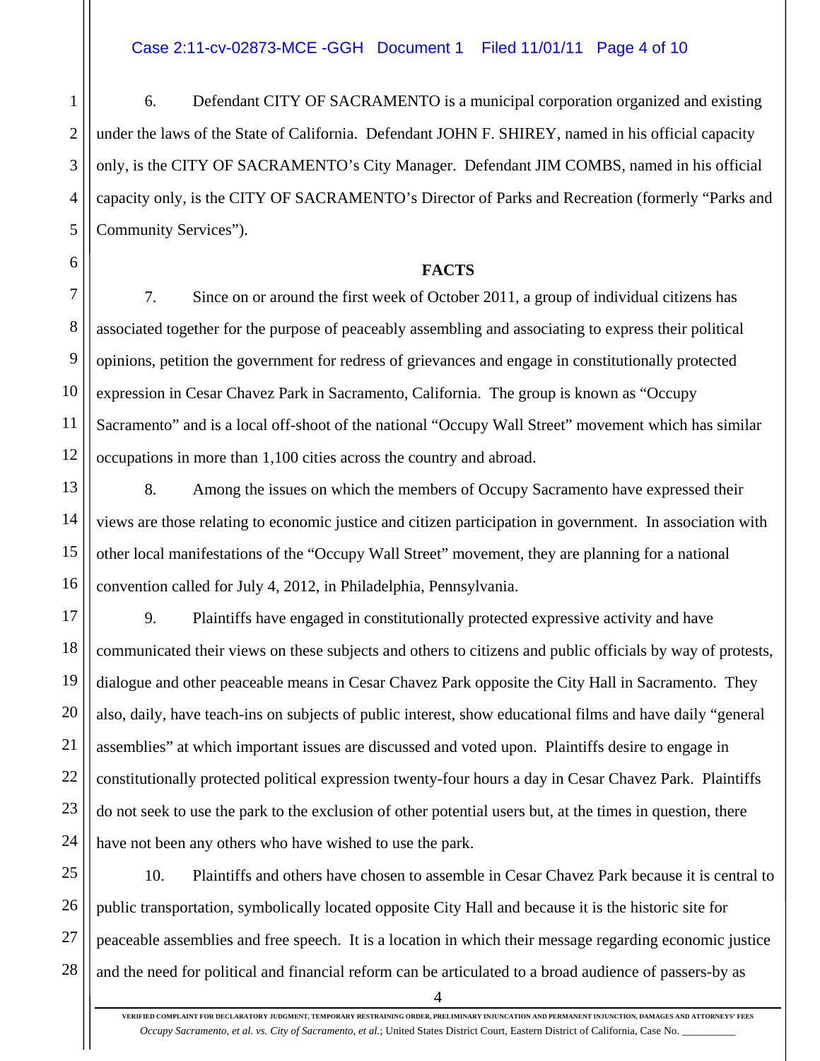6. Defendant CITY OF SACRAMENTO is a municipal corporation organized and existing under the laws of the State of California. Defendant JOHN F. SHIREY, named in his official capacity only, is the CITY OF SACRAMENTO's City Manager. Defendant JIM COMBS, named in his official capacity only, is the CITY OF SACRAMENTO's Director of Parks and Recreation (formerly "Parks and Community Services").

## FACTS

7. Since on or around the first week of October 2011, a group of individual citizens has associated together for the purpose of peaceably assembling and associating to express their political opinions, petition the government for redress of grievances and engage in constitutionally protected expression in Cesar Chavez Park in Sacramento, California. The group is known as "Occupy Sacramento" and is a local off-shoot of the national "Occupy Wall Street" movement which has similar occupations in more than 1,100 cities across the country and abroad.

8. Among the issues on which the members of Occupy Sacramento have expressed their views are those relating to economic justice and citizen participation in government. In association with other local manifestations of the "Occupy Wall Street" movement, they are planning for a national convention called for July 4, 2012, in Philadelphia, Pennsylvania.

9. Plaintiffs have engaged in constitutionally protected expressive activity and have communicated their views on these subjects and others to citizens and public officials by way of protests, dialogue and other peaceable means in Cesar Chavez Park opposite the City Hall in Sacramento. They also, daily, have teach-ins on subjects of public interest, show educational films and have daily "general assemblies" at which important issues are discussed and voted upon. Plaintiffs desire to engage in constitutionally protected political expression twenty-four hours a day in Cesar Chavez Park. Plaintiffs do not seek to use the park to the exclusion of other potential users but, at the times in question, there have not been any others who have wished to use the park.

10. Plaintiffs and others have chosen to assemble in Cesar Chavez Park because it is central to public transportation, symbolically located opposite City Hall and because it is the historic site for peaceable assemblies and free speech. It is a location in which their message regarding economic justice and the need for political and financial reform can be articulated to a broad audience of passers-by as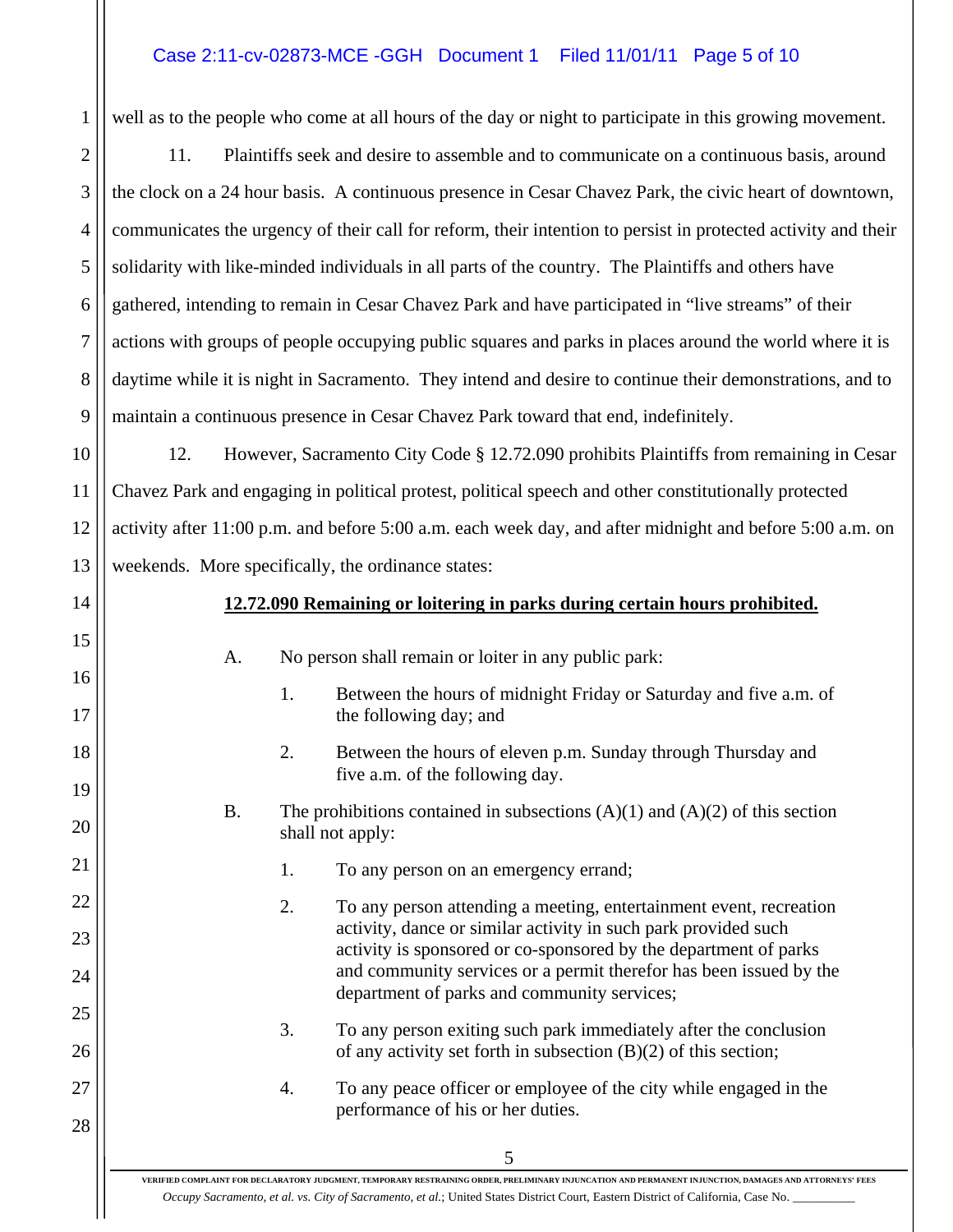well as to the people who come at all hours of the day or night to participate in this growing movement.

11. Plaintiffs seek and desire to assemble and to communicate on a continuous basis, around the clock on a 24 hour basis. A continuous presence in Cesar Chavez Park, the civic heart of downtown, communicates the urgency of their call for reform, their intention to persist in protected activity and their solidarity with like-minded individuals in all parts of the country. The Plaintiffs and others have gathered, intending to remain in Cesar Chavez Park and have participated in "live streams" of their actions with groups of people occupying public squares and parks in places around the world where it is daytime while it is night in Sacramento. They intend and desire to continue their demonstrations, and to maintain a continuous presence in Cesar Chavez Park toward that end, indefinitely.

12. However, Sacramento City Code § 12.72.090 prohibits Plaintiffs from remaining in Cesar Chavez Park and engaging in political protest, political speech and other constitutionally protected activity after 11:00 p.m. and before 5:00 a.m. each week day, and after midnight and before 5:00 a.m. on weekends. More specifically, the ordinance states:

**<u>12.72.090 Remaining or loitering in parks during certain hours prohibited.</u>**

A. No person shall remain or loiter in any public park:

1. Between the hours of midnight Friday or Saturday and five a.m. of the following day; and

2. Between the hours of eleven p.m. Sunday through Thursday and five a.m. of the following day.

B. The prohibitions contained in subsections (A)(1) and (A)(2) of this section shall not apply:

1. To any person on an emergency errand;

2. To any person attending a meeting, entertainment event, recreation activity, dance or similar activity in such park provided such activity is sponsored or co-sponsored by the department of parks and community services or a permit therefor has been issued by the department of parks and community services;

3. To any person exiting such park immediately after the conclusion of any activity set forth in subsection (B)(2) of this section;

4. To any peace officer or employee of the city while engaged in the performance of his or her duties.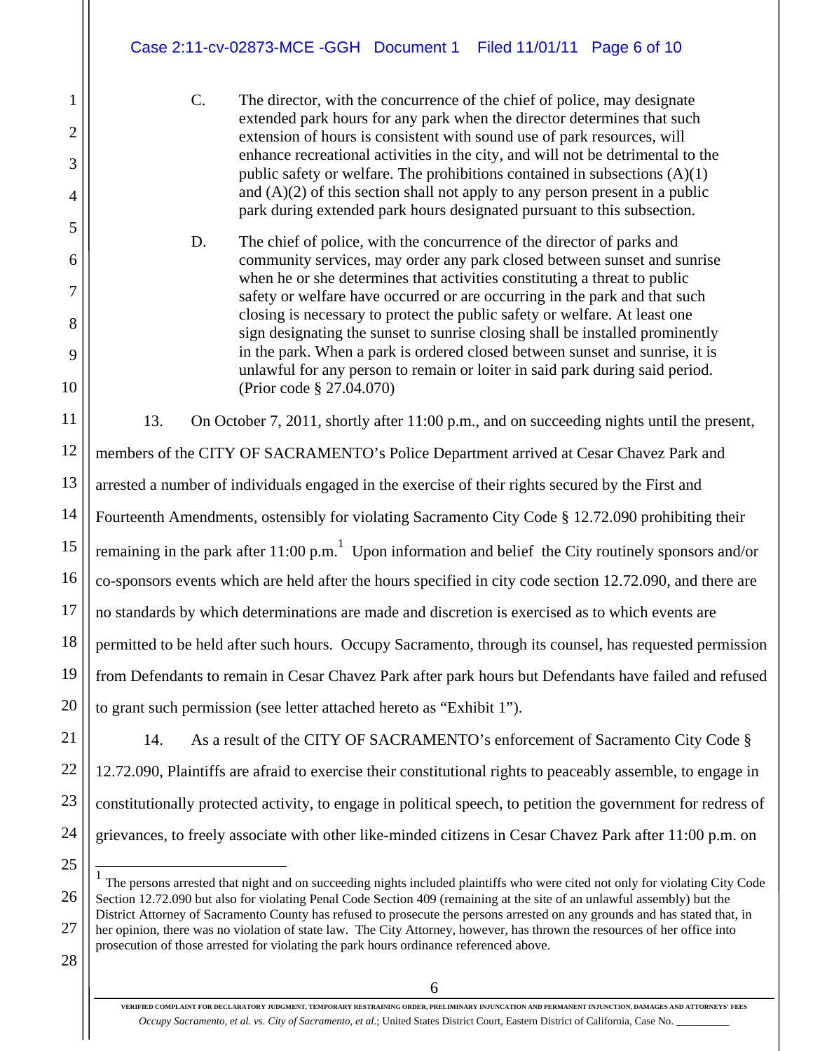C. The director, with the concurrence of the chief of police, may designate extended park hours for any park when the director determines that such extension of hours is consistent with sound use of park resources, will enhance recreational activities in the city, and will not be detrimental to the public safety or welfare. The prohibitions contained in subsections (A)(1) and (A)(2) of this section shall not apply to any person present in a public park during extended park hours designated pursuant to this subsection.

D. The chief of police, with the concurrence of the director of parks and community services, may order any park closed between sunset and sunrise when he or she determines that activities constituting a threat to public safety or welfare have occurred or are occurring in the park and that such closing is necessary to protect the public safety or welfare. At least one sign designating the sunset to sunrise closing shall be installed prominently in the park. When a park is ordered closed between sunset and sunrise, it is unlawful for any person to remain or loiter in said park during said period. (Prior code § 27.04.070)

13. On October 7, 2011, shortly after 11:00 p.m., and on succeeding nights until the present, members of the CITY OF SACRAMENTO's Police Department arrived at Cesar Chavez Park and arrested a number of individuals engaged in the exercise of their rights secured by the First and Fourteenth Amendments, ostensibly for violating Sacramento City Code § 12.72.090 prohibiting their remaining in the park after 11:00 p.m.[1] Upon information and belief the City routinely sponsors and/or co-sponsors events which are held after the hours specified in city code section 12.72.090, and there are no standards by which determinations are made and discretion is exercised as to which events are permitted to be held after such hours. Occupy Sacramento, through its counsel, has requested permission from Defendants to remain in Cesar Chavez Park after park hours but Defendants have failed and refused to grant such permission (see letter attached hereto as "Exhibit 1").

14. As a result of the CITY OF SACRAMENTO's enforcement of Sacramento City Code § 12.72.090, Plaintiffs are afraid to exercise their constitutional rights to peaceably assemble, to engage in constitutionally protected activity, to engage in political speech, to petition the government for redress of grievances, to freely associate with other like-minded citizens in Cesar Chavez Park after 11:00 p.m. on

---

[1] The persons arrested that night and on succeeding nights included plaintiffs who were cited not only for violating City Code Section 12.72.090 but also for violating Penal Code Section 409 (remaining at the site of an unlawful assembly) but the District Attorney of Sacramento County has refused to prosecute the persons arrested on any grounds and has stated that, in her opinion, there was no violation of state law. The City Attorney, however, has thrown the resources of her office into prosecution of those arrested for violating the park hours ordinance referenced above.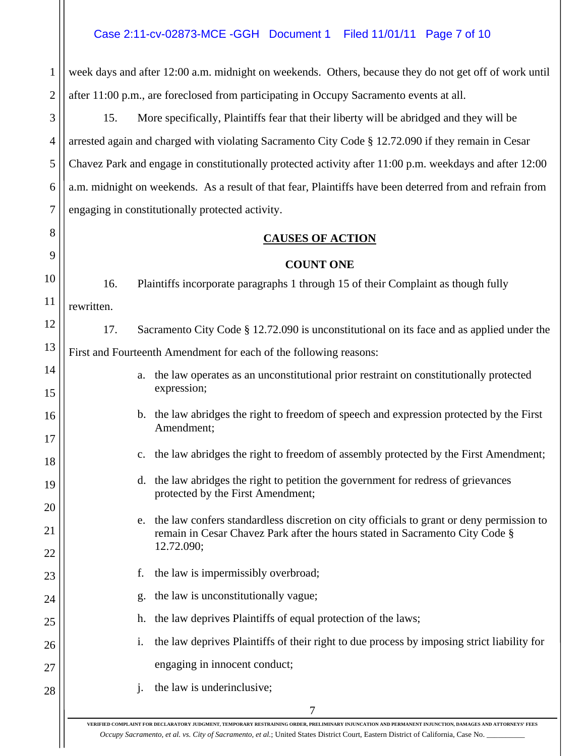week days and after 12:00 a.m. midnight on weekends. Others, because they do not get off of work until after 11:00 p.m., are foreclosed from participating in Occupy Sacramento events at all.

15. More specifically, Plaintiffs fear that their liberty will be abridged and they will be arrested again and charged with violating Sacramento City Code § 12.72.090 if they remain in Cesar Chavez Park and engage in constitutionally protected activity after 11:00 p.m. weekdays and after 12:00 a.m. midnight on weekends. As a result of that fear, Plaintiffs have been deterred from and refrain from engaging in constitutionally protected activity.

## CAUSES OF ACTION

### COUNT ONE

16. Plaintiffs incorporate paragraphs 1 through 15 of their Complaint as though fully rewritten.

17. Sacramento City Code § 12.72.090 is unconstitutional on its face and as applied under the First and Fourteenth Amendment for each of the following reasons:

a. the law operates as an unconstitutional prior restraint on constitutionally protected expression;

b. the law abridges the right to freedom of speech and expression protected by the First Amendment;

c. the law abridges the right to freedom of assembly protected by the First Amendment;

d. the law abridges the right to petition the government for redress of grievances protected by the First Amendment;

e. the law confers standardless discretion on city officials to grant or deny permission to remain in Cesar Chavez Park after the hours stated in Sacramento City Code § 12.72.090;

f. the law is impermissibly overbroad;

g. the law is unconstitutionally vague;

h. the law deprives Plaintiffs of equal protection of the laws;

i. the law deprives Plaintiffs of their right to due process by imposing strict liability for engaging in innocent conduct;

j. the law is underinclusive;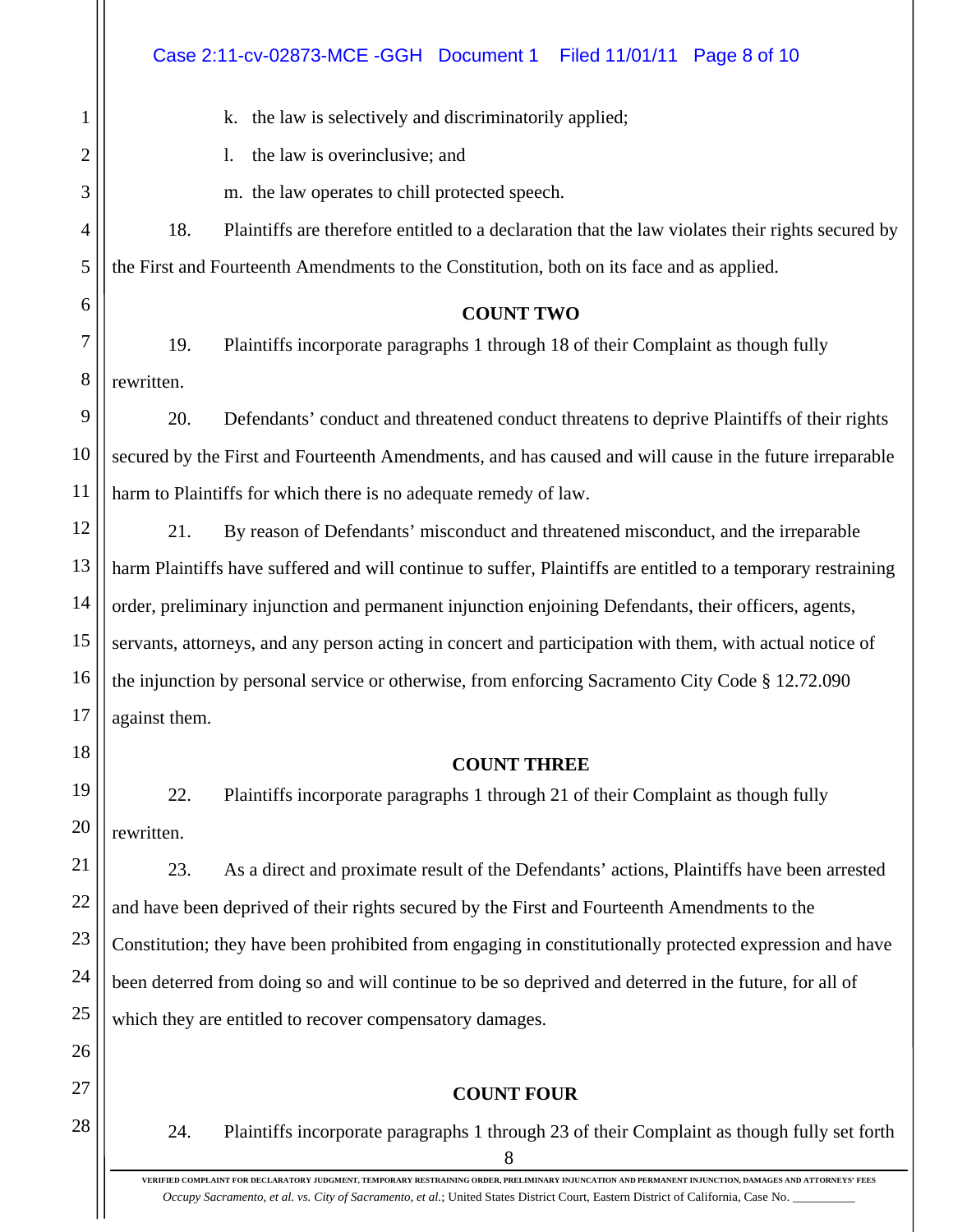k. the law is selectively and discriminatorily applied;

l. the law is overinclusive; and

m. the law operates to chill protected speech.

18. Plaintiffs are therefore entitled to a declaration that the law violates their rights secured by the First and Fourteenth Amendments to the Constitution, both on its face and as applied.

**COUNT TWO**

19. Plaintiffs incorporate paragraphs 1 through 18 of their Complaint as though fully rewritten.

20. Defendants' conduct and threatened conduct threatens to deprive Plaintiffs of their rights secured by the First and Fourteenth Amendments, and has caused and will cause in the future irreparable harm to Plaintiffs for which there is no adequate remedy of law.

21. By reason of Defendants' misconduct and threatened misconduct, and the irreparable harm Plaintiffs have suffered and will continue to suffer, Plaintiffs are entitled to a temporary restraining order, preliminary injunction and permanent injunction enjoining Defendants, their officers, agents, servants, attorneys, and any person acting in concert and participation with them, with actual notice of the injunction by personal service or otherwise, from enforcing Sacramento City Code § 12.72.090 against them.

**COUNT THREE**

22. Plaintiffs incorporate paragraphs 1 through 21 of their Complaint as though fully rewritten.

23. As a direct and proximate result of the Defendants' actions, Plaintiffs have been arrested and have been deprived of their rights secured by the First and Fourteenth Amendments to the Constitution; they have been prohibited from engaging in constitutionally protected expression and have been deterred from doing so and will continue to be so deprived and deterred in the future, for all of which they are entitled to recover compensatory damages.

**COUNT FOUR**

24. Plaintiffs incorporate paragraphs 1 through 23 of their Complaint as though fully set forth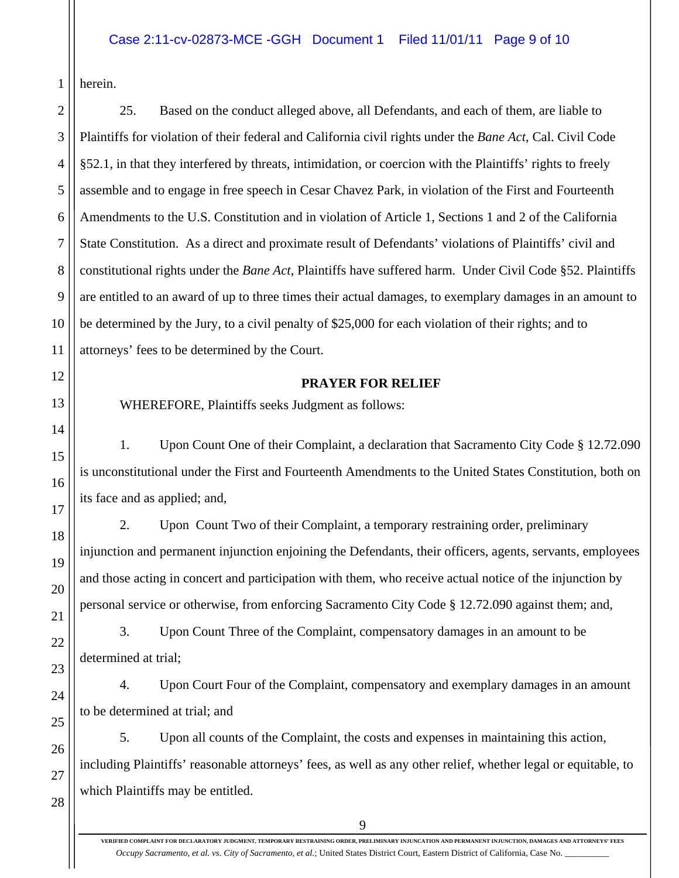herein.

25. Based on the conduct alleged above, all Defendants, and each of them, are liable to Plaintiffs for violation of their federal and California civil rights under the *Bane Act*, Cal. Civil Code §52.1, in that they interfered by threats, intimidation, or coercion with the Plaintiffs' rights to freely assemble and to engage in free speech in Cesar Chavez Park, in violation of the First and Fourteenth Amendments to the U.S. Constitution and in violation of Article 1, Sections 1 and 2 of the California State Constitution. As a direct and proximate result of Defendants' violations of Plaintiffs' civil and constitutional rights under the *Bane Act*, Plaintiffs have suffered harm. Under Civil Code §52. Plaintiffs are entitled to an award of up to three times their actual damages, to exemplary damages in an amount to be determined by the Jury, to a civil penalty of $25,000 for each violation of their rights; and to attorneys' fees to be determined by the Court.

**PRAYER FOR RELIEF**

WHEREFORE, Plaintiffs seeks Judgment as follows:

1. Upon Count One of their Complaint, a declaration that Sacramento City Code § 12.72.090 is unconstitutional under the First and Fourteenth Amendments to the United States Constitution, both on its face and as applied; and,

2. Upon Count Two of their Complaint, a temporary restraining order, preliminary injunction and permanent injunction enjoining the Defendants, their officers, agents, servants, employees and those acting in concert and participation with them, who receive actual notice of the injunction by personal service or otherwise, from enforcing Sacramento City Code § 12.72.090 against them; and,

3. Upon Count Three of the Complaint, compensatory damages in an amount to be determined at trial;

4. Upon Court Four of the Complaint, compensatory and exemplary damages in an amount to be determined at trial; and

5. Upon all counts of the Complaint, the costs and expenses in maintaining this action, including Plaintiffs' reasonable attorneys' fees, as well as any other relief, whether legal or equitable, to which Plaintiffs may be entitled.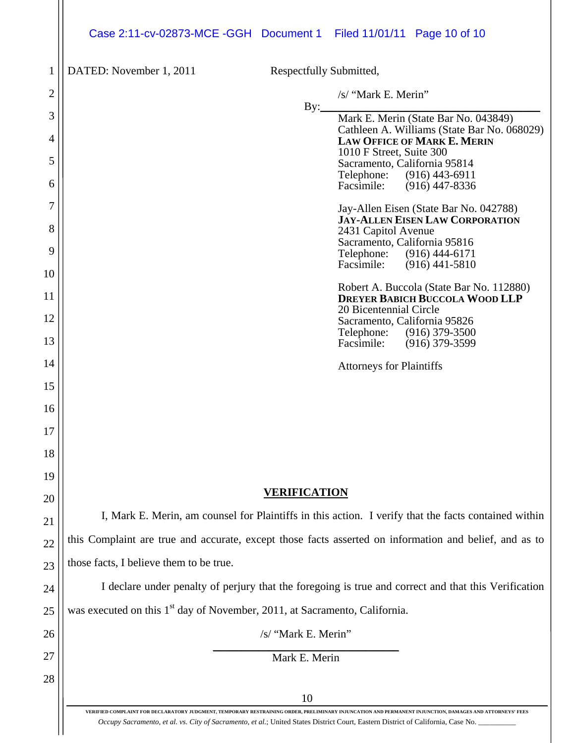DATED: November 1, 2011 Respectfully Submitted,

/s/ "Mark E. Merin"

By:\_\_\_\_\_\_\_\_\_\_\_\_\_\_\_\_\_\_\_\_\_\_\_\_\_\_\_\_\_\_\_\_\_\_\_\_\_\_

Mark E. Merin (State Bar No. 043849)
Cathleen A. Williams (State Bar No. 068029)
**LAW OFFICE OF MARK E. MERIN**
1010 F Street, Suite 300
Sacramento, California 95814
Telephone: (916) 443-6911
Facsimile: (916) 447-8336

Jay-Allen Eisen (State Bar No. 042788)
**JAY-ALLEN EISEN LAW CORPORATION**
2431 Capitol Avenue
Sacramento, California 95816
Telephone: (916) 444-6171
Facsimile: (916) 441-5810

Robert A. Buccola (State Bar No. 112880)
**DREYER BABICH BUCCOLA WOOD LLP**
20 Bicentennial Circle
Sacramento, California 95826
Telephone: (916) 379-3500
Facsimile: (916) 379-3599

Attorneys for Plaintiffs

## VERIFICATION

I, Mark E. Merin, am counsel for Plaintiffs in this action. I verify that the facts contained within this Complaint are true and accurate, except those facts asserted on information and belief, and as to those facts, I believe them to be true.

I declare under penalty of perjury that the foregoing is true and correct and that this Verification was executed on this 1st day of November, 2011, at Sacramento, California.

/s/ "Mark E. Merin"

\_\_\_\_\_\_\_\_\_\_\_\_\_\_\_\_\_\_\_\_\_\_\_\_\_\_\_\_\_\_\_\_

Mark E. Merin